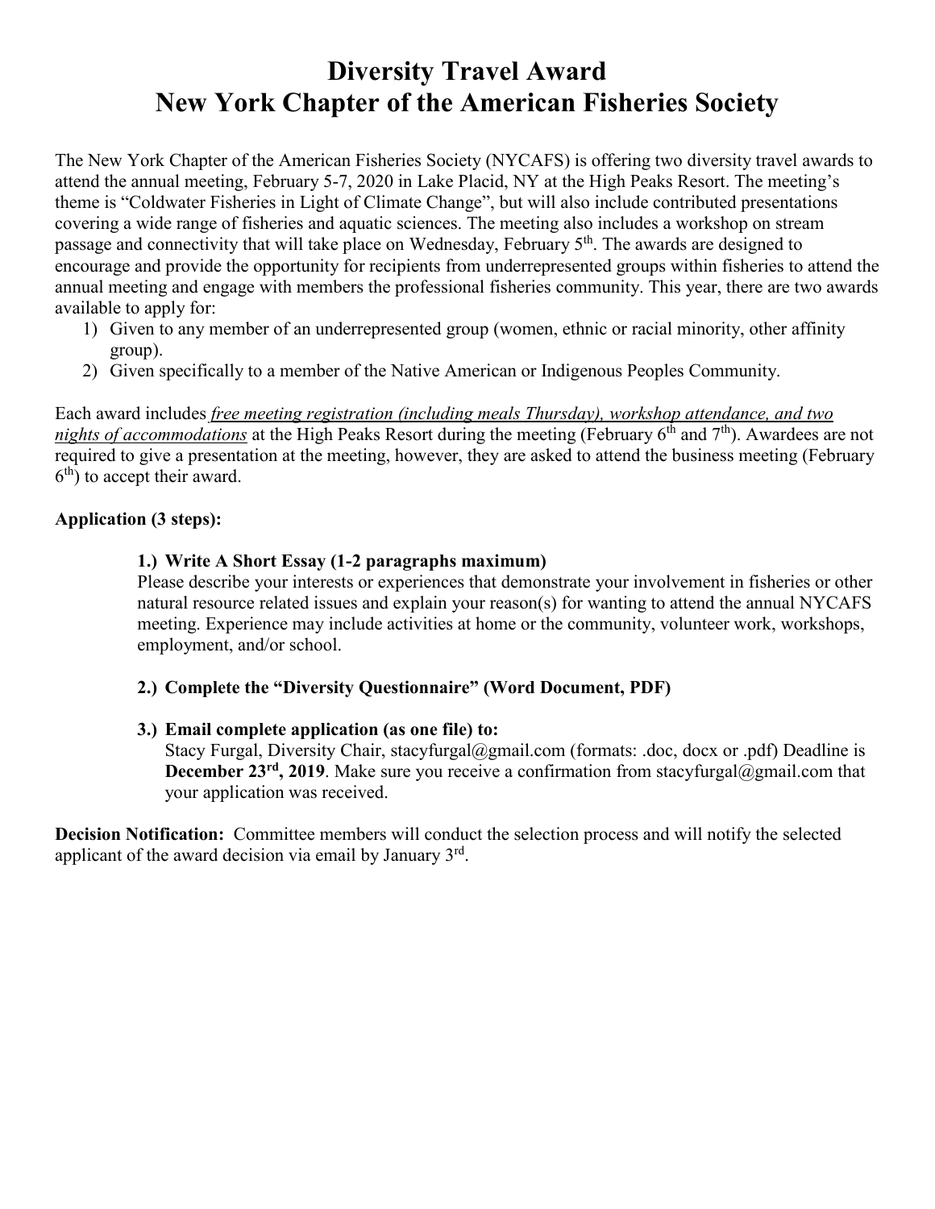# Diversity Travel Award
# New York Chapter of the American Fisheries Society

The New York Chapter of the American Fisheries Society (NYCAFS) is offering two diversity travel awards to attend the annual meeting, February 5-7, 2020 in Lake Placid, NY at the High Peaks Resort. The meeting's theme is "Coldwater Fisheries in Light of Climate Change", but will also include contributed presentations covering a wide range of fisheries and aquatic sciences. The meeting also includes a workshop on stream passage and connectivity that will take place on Wednesday, February 5th. The awards are designed to encourage and provide the opportunity for recipients from underrepresented groups within fisheries to attend the annual meeting and engage with members the professional fisheries community. This year, there are two awards available to apply for:

1) Given to any member of an underrepresented group (women, ethnic or racial minority, other affinity group).
2) Given specifically to a member of the Native American or Indigenous Peoples Community.

Each award includes *free meeting registration (including meals Thursday), workshop attendance, and two nights of accommodations* at the High Peaks Resort during the meeting (February 6th and 7th). Awardees are not required to give a presentation at the meeting, however, they are asked to attend the business meeting (February 6th) to accept their award.

**Application (3 steps):**

**1.) Write A Short Essay (1-2 paragraphs maximum)**
Please describe your interests or experiences that demonstrate your involvement in fisheries or other natural resource related issues and explain your reason(s) for wanting to attend the annual NYCAFS meeting. Experience may include activities at home or the community, volunteer work, workshops, employment, and/or school.

**2.) Complete the "Diversity Questionnaire" (Word Document, PDF)**

**3.) Email complete application (as one file) to:**
Stacy Furgal, Diversity Chair, stacyfurgal@gmail.com (formats: .doc, docx or .pdf) Deadline is **December 23rd, 2019**. Make sure you receive a confirmation from stacyfurgal@gmail.com that your application was received.

**Decision Notification:** Committee members will conduct the selection process and will notify the selected applicant of the award decision via email by January 3rd.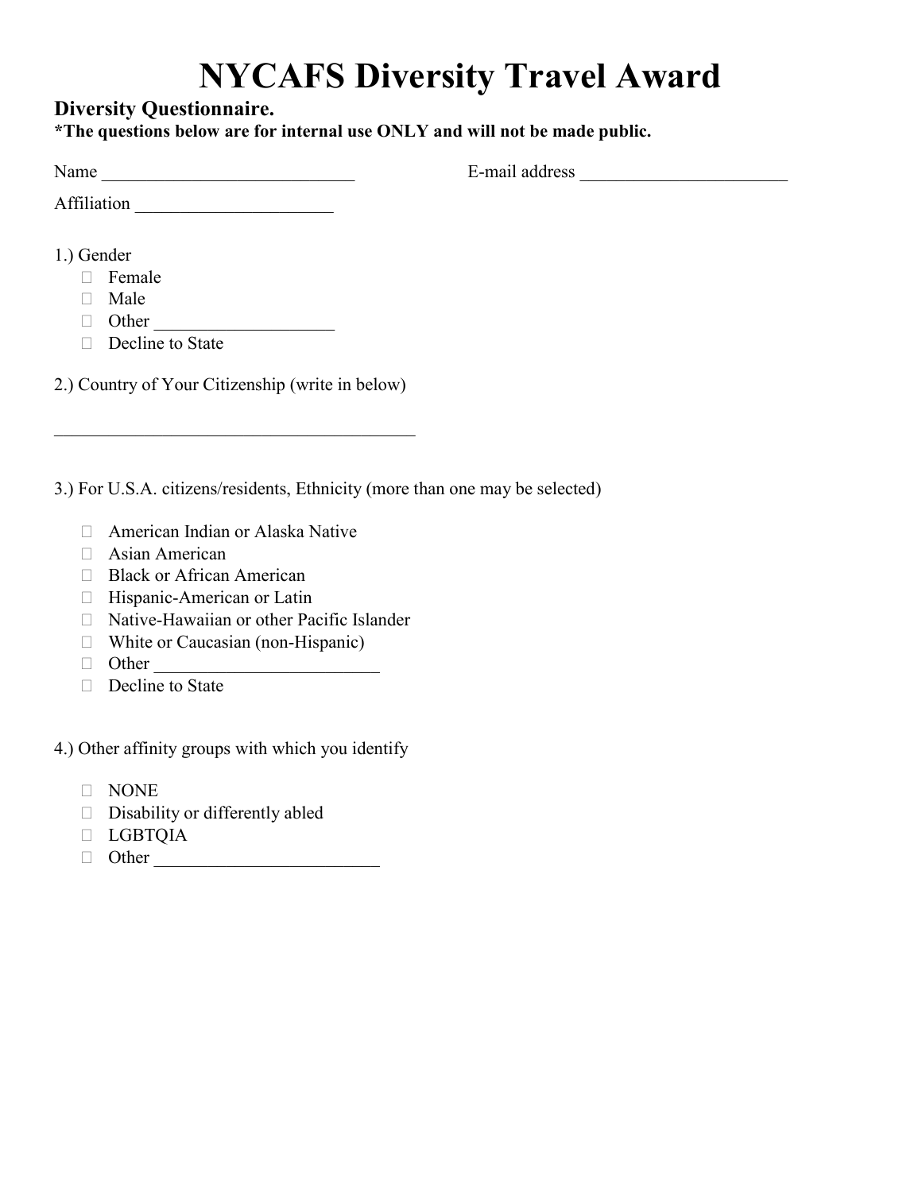# NYCAFS Diversity Travel Award

**Diversity Questionnaire.**

**\*The questions below are for internal use ONLY and will not be made public.**

Name ____________________________ E-mail address _______________________

Affiliation ______________________

1.) Gender

- ☐ Female
- ☐ Male
- ☐ Other ____________________
- ☐ Decline to State

2.) Country of Your Citizenship (write in below)

________________________________________

3.) For U.S.A. citizens/residents, Ethnicity (more than one may be selected)

- ☐ American Indian or Alaska Native
- ☐ Asian American
- ☐ Black or African American
- ☐ Hispanic-American or Latin
- ☐ Native-Hawaiian or other Pacific Islander
- ☐ White or Caucasian (non-Hispanic)
- ☐ Other _________________________
- ☐ Decline to State

4.) Other affinity groups with which you identify

- ☐ NONE
- ☐ Disability or differently abled
- ☐ LGBTQIA
- ☐ Other _________________________